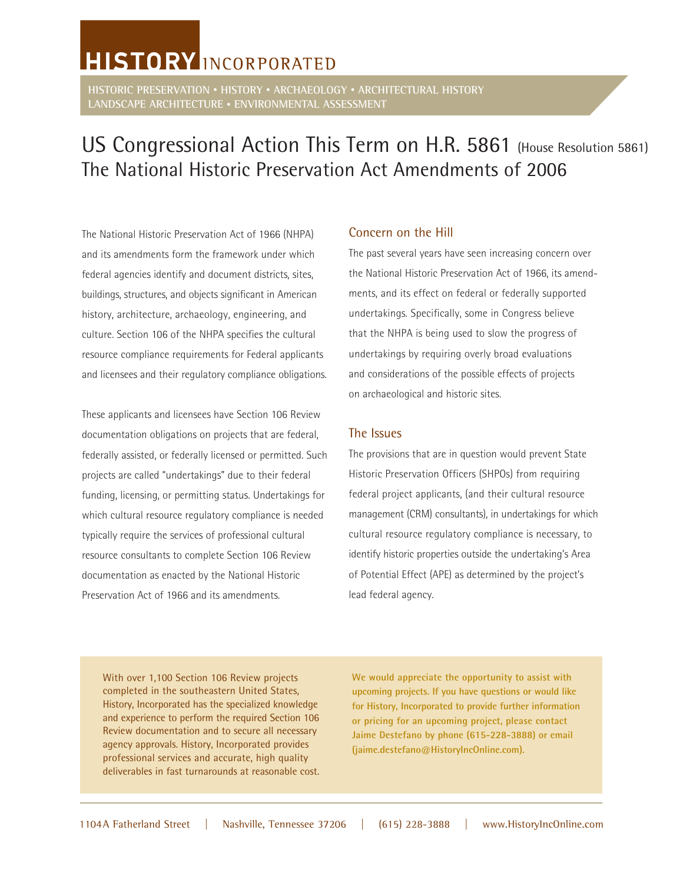# HISTORY INCORPORATED

HISTORIC PRESERVATION • HISTORY • ARCHAEOLOGY • ARCHITECTURAL HISTORY
LANDSCAPE ARCHITECTURE • ENVIRONMENTAL ASSESSMENT

## US Congressional Action This Term on H.R. 5861 (House Resolution 5861) The National Historic Preservation Act Amendments of 2006

The National Historic Preservation Act of 1966 (NHPA) and its amendments form the framework under which federal agencies identify and document districts, sites, buildings, structures, and objects significant in American history, architecture, archaeology, engineering, and culture. Section 106 of the NHPA specifies the cultural resource compliance requirements for Federal applicants and licensees and their regulatory compliance obligations.

These applicants and licensees have Section 106 Review documentation obligations on projects that are federal, federally assisted, or federally licensed or permitted. Such projects are called "undertakings" due to their federal funding, licensing, or permitting status. Undertakings for which cultural resource regulatory compliance is needed typically require the services of professional cultural resource consultants to complete Section 106 Review documentation as enacted by the National Historic Preservation Act of 1966 and its amendments.

### Concern on the Hill

The past several years have seen increasing concern over the National Historic Preservation Act of 1966, its amendments, and its effect on federal or federally supported undertakings. Specifically, some in Congress believe that the NHPA is being used to slow the progress of undertakings by requiring overly broad evaluations and considerations of the possible effects of projects on archaeological and historic sites.

### The Issues

The provisions that are in question would prevent State Historic Preservation Officers (SHPOs) from requiring federal project applicants, (and their cultural resource management (CRM) consultants), in undertakings for which cultural resource regulatory compliance is necessary, to identify historic properties outside the undertaking's Area of Potential Effect (APE) as determined by the project's lead federal agency.

With over 1,100 Section 106 Review projects completed in the southeastern United States, History, Incorporated has the specialized knowledge and experience to perform the required Section 106 Review documentation and to secure all necessary agency approvals. History, Incorporated provides professional services and accurate, high quality deliverables in fast turnarounds at reasonable cost.

**We would appreciate the opportunity to assist with upcoming projects. If you have questions or would like for History, Incorporated to provide further information or pricing for an upcoming project, please contact Jaime Destefano by phone (615-228-3888) or email (jaime.destefano@HistoryIncOnline.com).**

1104A Fatherland Street | Nashville, Tennessee 37206 | (615) 228-3888 | www.HistoryIncOnline.com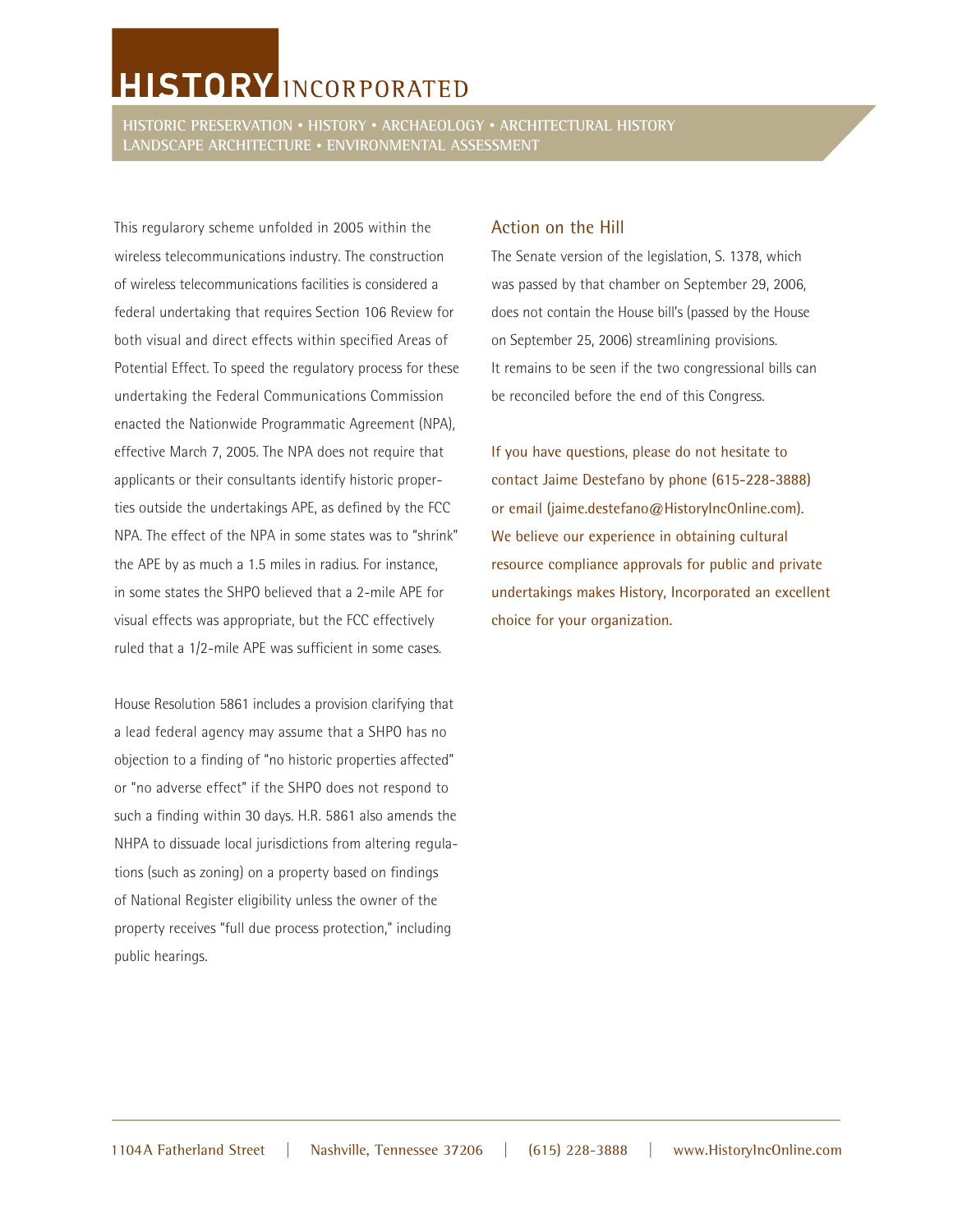This regularory scheme unfolded in 2005 within the wireless telecommunications industry. The construction of wireless telecommunications facilities is considered a federal undertaking that requires Section 106 Review for both visual and direct effects within specified Areas of Potential Effect. To speed the regulatory process for these undertaking the Federal Communications Commission enacted the Nationwide Programmatic Agreement (NPA), effective March 7, 2005. The NPA does not require that applicants or their consultants identify historic properties outside the undertakings APE, as defined by the FCC NPA. The effect of the NPA in some states was to "shrink" the APE by as much a 1.5 miles in radius. For instance, in some states the SHPO believed that a 2-mile APE for visual effects was appropriate, but the FCC effectively ruled that a 1/2-mile APE was sufficient in some cases.

House Resolution 5861 includes a provision clarifying that a lead federal agency may assume that a SHPO has no objection to a finding of "no historic properties affected" or "no adverse effect" if the SHPO does not respond to such a finding within 30 days. H.R. 5861 also amends the NHPA to dissuade local jurisdictions from altering regulations (such as zoning) on a property based on findings of National Register eligibility unless the owner of the property receives "full due process protection," including public hearings.

## Action on the Hill

The Senate version of the legislation, S. 1378, which was passed by that chamber on September 29, 2006, does not contain the House bill's (passed by the House on September 25, 2006) streamlining provisions. It remains to be seen if the two congressional bills can be reconciled before the end of this Congress.

If you have questions, please do not hesitate to contact Jaime Destefano by phone (615-228-3888) or email (jaime.destefano@HistoryIncOnline.com). We believe our experience in obtaining cultural resource compliance approvals for public and private undertakings makes History, Incorporated an excellent choice for your organization.